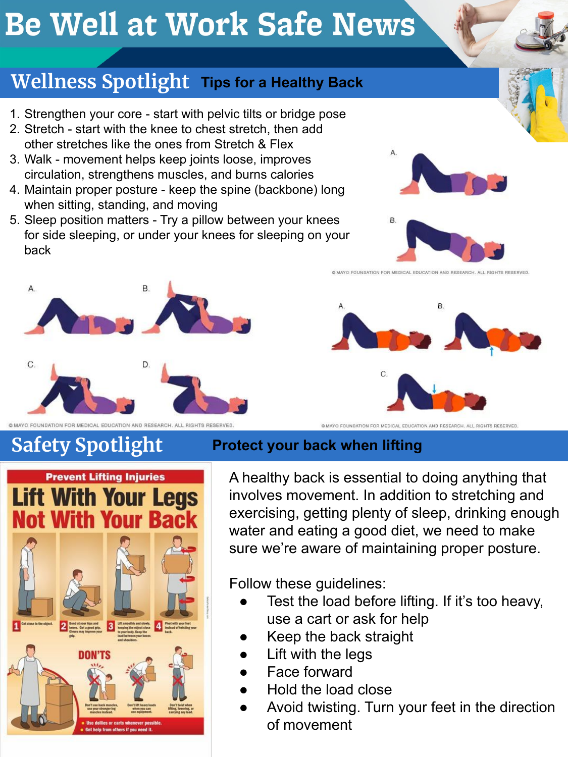# Be Well at Work Safe News

## Wellness Spotlight

### Tips for a Healthy Back

1. Strengthen your core - start with pelvic tilts or bridge pose
2. Stretch - start with the knee to chest stretch, then add other stretches like the ones from Stretch & Flex
3. Walk - movement helps keep joints loose, improves circulation, strengthens muscles, and burns calories
4. Maintain proper posture - keep the spine (backbone) long when sitting, standing, and moving
5. Sleep position matters - Try a pillow between your knees for side sleeping, or under your knees for sleeping on your back

© MAYO FOUNDATION FOR MEDICAL EDUCATION AND RESEARCH. ALL RIGHTS RESERVED.

© MAYO FOUNDATION FOR MEDICAL EDUCATION AND RESEARCH. ALL RIGHTS RESERVED.

© MAYO FOUNDATION FOR MEDICAL EDUCATION AND RESEARCH. ALL RIGHTS RESERVED.

## Safety Spotlight

### Protect your back when lifting

**Prevent Lifting Injuries**

**Lift With Your Legs Not With Your Back**

1. Get close to the object.
2. Bend at your hips and knees. Get a good grip. Gloves may improve your grip.
3. Lift smoothly and slowly, keeping the object close to your body. Keep the load between your knees and shoulders.
4. Pivot with your feet instead of twisting your back.

**DON'TS**

- Don't use back muscles, use your stronger leg muscles instead.
- Don't lift heavy loads when you can use equipment.
- Don't twist when lifting, lowering, or carrying any load.

- Use dollies or carts whenever possible.
- Get help from others if you need it.

A healthy back is essential to doing anything that involves movement. In addition to stretching and exercising, getting plenty of sleep, drinking enough water and eating a good diet, we need to make sure we're aware of maintaining proper posture.

Follow these guidelines:

- Test the load before lifting. If it's too heavy, use a cart or ask for help
- Keep the back straight
- Lift with the legs
- Face forward
- Hold the load close
- Avoid twisting. Turn your feet in the direction of movement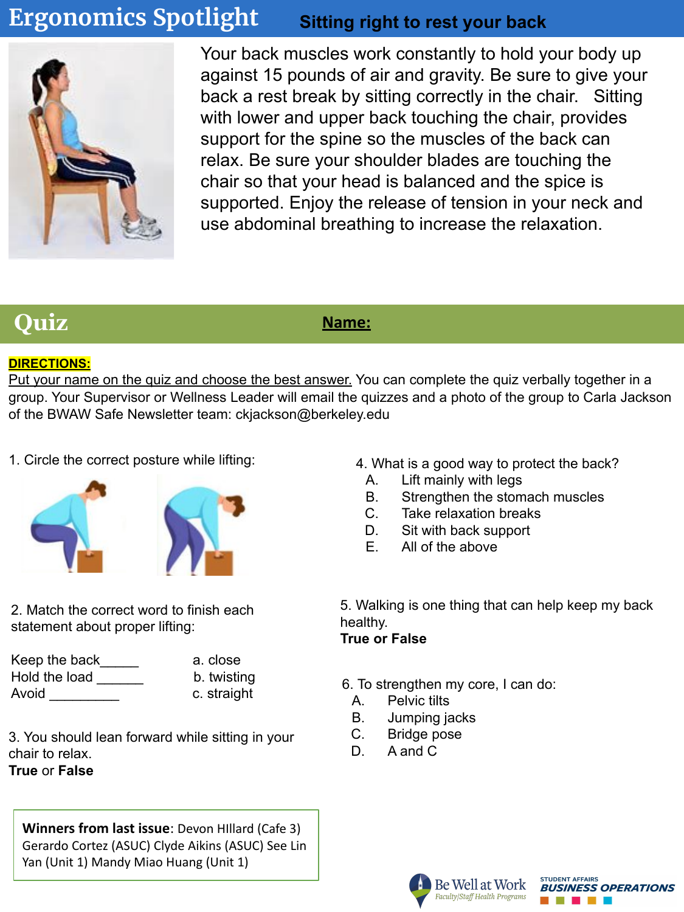# Ergonomics Spotlight

## Sitting right to rest your back

Your back muscles work constantly to hold your body up against 15 pounds of air and gravity. Be sure to give your back a rest break by sitting correctly in the chair. Sitting with lower and upper back touching the chair, provides support for the spine so the muscles of the back can relax. Be sure your shoulder blades are touching the chair so that your head is balanced and the spice is supported. Enjoy the release of tension in your neck and use abdominal breathing to increase the relaxation.

# Quiz

**Name:**

**DIRECTIONS:**

Put your name on the quiz and choose the best answer. You can complete the quiz verbally together in a group. Your Supervisor or Wellness Leader will email the quizzes and a photo of the group to Carla Jackson of the BWAW Safe Newsletter team: ckjackson@berkeley.edu

1. Circle the correct posture while lifting:

2. Match the correct word to finish each statement about proper lifting:

| | |
|---|---|
| Keep the back_____ | a. close |
| Hold the load ______ | b. twisting |
| Avoid _________ | c. straight |

3. You should lean forward while sitting in your chair to relax.
**True** or **False**

4. What is a good way to protect the back?
   - A. Lift mainly with legs
   - B. Strengthen the stomach muscles
   - C. Take relaxation breaks
   - D. Sit with back support
   - E. All of the above

5. Walking is one thing that can help keep my back healthy.
**True or False**

6. To strengthen my core, I can do:
   - A. Pelvic tilts
   - B. Jumping jacks
   - C. Bridge pose
   - D. A and C

**Winners from last issue**: Devon HIllard (Cafe 3) Gerardo Cortez (ASUC) Clyde Aikins (ASUC) See Lin Yan (Unit 1) Mandy Miao Huang (Unit 1)

Be Well at Work — Faculty/Staff Health Programs

STUDENT AFFAIRS BUSINESS OPERATIONS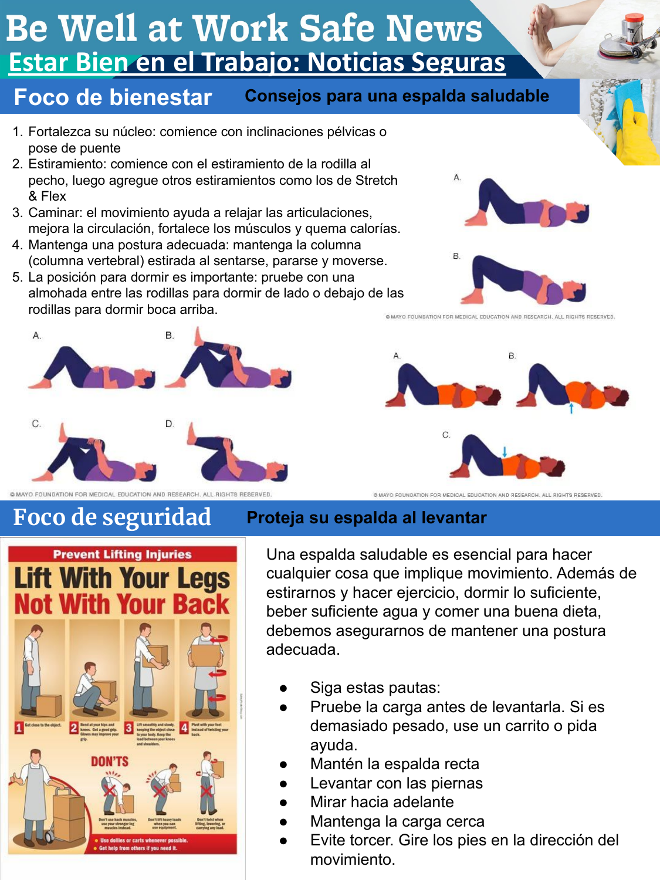# Be Well at Work Safe News

## Estar Bien en el Trabajo: Noticias Seguras

## Foco de bienestar

### Consejos para una espalda saludable

1. Fortalezca su núcleo: comience con inclinaciones pélvicas o pose de puente
2. Estiramiento: comience con el estiramiento de la rodilla al pecho, luego agregue otros estiramientos como los de Stretch & Flex
3. Caminar: el movimiento ayuda a relajar las articulaciones, mejora la circulación, fortalece los músculos y quema calorías.
4. Mantenga una postura adecuada: mantenga la columna (columna vertebral) estirada al sentarse, pararse y moverse.
5. La posición para dormir es importante: pruebe con una almohada entre las rodillas para dormir de lado o debajo de las rodillas para dormir boca arriba.

© MAYO FOUNDATION FOR MEDICAL EDUCATION AND RESEARCH. ALL RIGHTS RESERVED.

© MAYO FOUNDATION FOR MEDICAL EDUCATION AND RESEARCH. ALL RIGHTS RESERVED.

© MAYO FOUNDATION FOR MEDICAL EDUCATION AND RESEARCH. ALL RIGHTS RESERVED.

## Foco de seguridad

### Proteja su espalda al levantar

Una espalda saludable es esencial para hacer cualquier cosa que implique movimiento. Además de estirarnos y hacer ejercicio, dormir lo suficiente, beber suficiente agua y comer una buena dieta, debemos asegurarnos de mantener una postura adecuada.

- Siga estas pautas:
- Pruebe la carga antes de levantarla. Si es demasiado pesado, use un carrito o pida ayuda.
- Mantén la espalda recta
- Levantar con las piernas
- Mirar hacia adelante
- Mantenga la carga cerca
- Evite torcer. Gire los pies en la dirección del movimiento.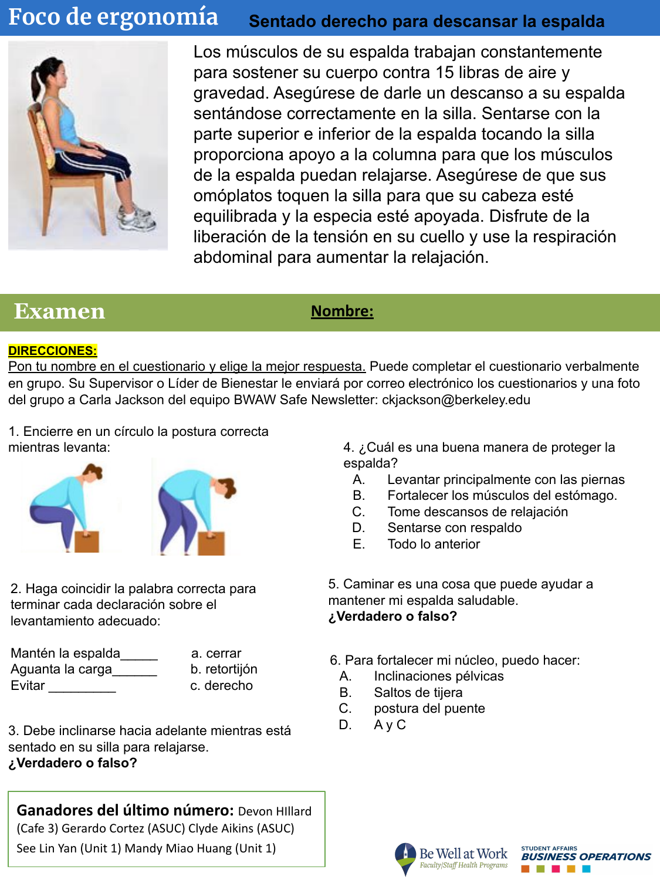# Foco de ergonomía

## Sentado derecho para descansar la espalda

Los músculos de su espalda trabajan constantemente para sostener su cuerpo contra 15 libras de aire y gravedad. Asegúrese de darle un descanso a su espalda sentándose correctamente en la silla. Sentarse con la parte superior e inferior de la espalda tocando la silla proporciona apoyo a la columna para que los músculos de la espalda puedan relajarse. Asegúrese de que sus omóplatos toquen la silla para que su cabeza esté equilibrada y la especia esté apoyada. Disfrute de la liberación de la tensión en su cuello y use la respiración abdominal para aumentar la relajación.

# Examen

**Nombre:**

**DIRECCIONES:**

Pon tu nombre en el cuestionario y elige la mejor respuesta. Puede completar el cuestionario verbalmente en grupo. Su Supervisor o Líder de Bienestar le enviará por correo electrónico los cuestionarios y una foto del grupo a Carla Jackson del equipo BWAW Safe Newsletter: ckjackson@berkeley.edu

1. Encierre en un círculo la postura correcta mientras levanta:

2. Haga coincidir la palabra correcta para terminar cada declaración sobre el levantamiento adecuado:

Mantén la espalda_____ a. cerrar
Aguanta la carga______ b. retortijón
Evitar _________ c. derecho

3. Debe inclinarse hacia adelante mientras está sentado en su silla para relajarse.
**¿Verdadero o falso?**

4. ¿Cuál es una buena manera de proteger la espalda?
   - A. Levantar principalmente con las piernas
   - B. Fortalecer los músculos del estómago.
   - C. Tome descansos de relajación
   - D. Sentarse con respaldo
   - E. Todo lo anterior

5. Caminar es una cosa que puede ayudar a mantener mi espalda saludable.
**¿Verdadero o falso?**

6. Para fortalecer mi núcleo, puedo hacer:
   - A. Inclinaciones pélvicas
   - B. Saltos de tijera
   - C. postura del puente
   - D. A y C

**Ganadores del último número:** Devon HIllard (Cafe 3) Gerardo Cortez (ASUC) Clyde Aikins (ASUC) See Lin Yan (Unit 1) Mandy Miao Huang (Unit 1)

Be Well at Work
Faculty/Staff Health Programs

STUDENT AFFAIRS
BUSINESS OPERATIONS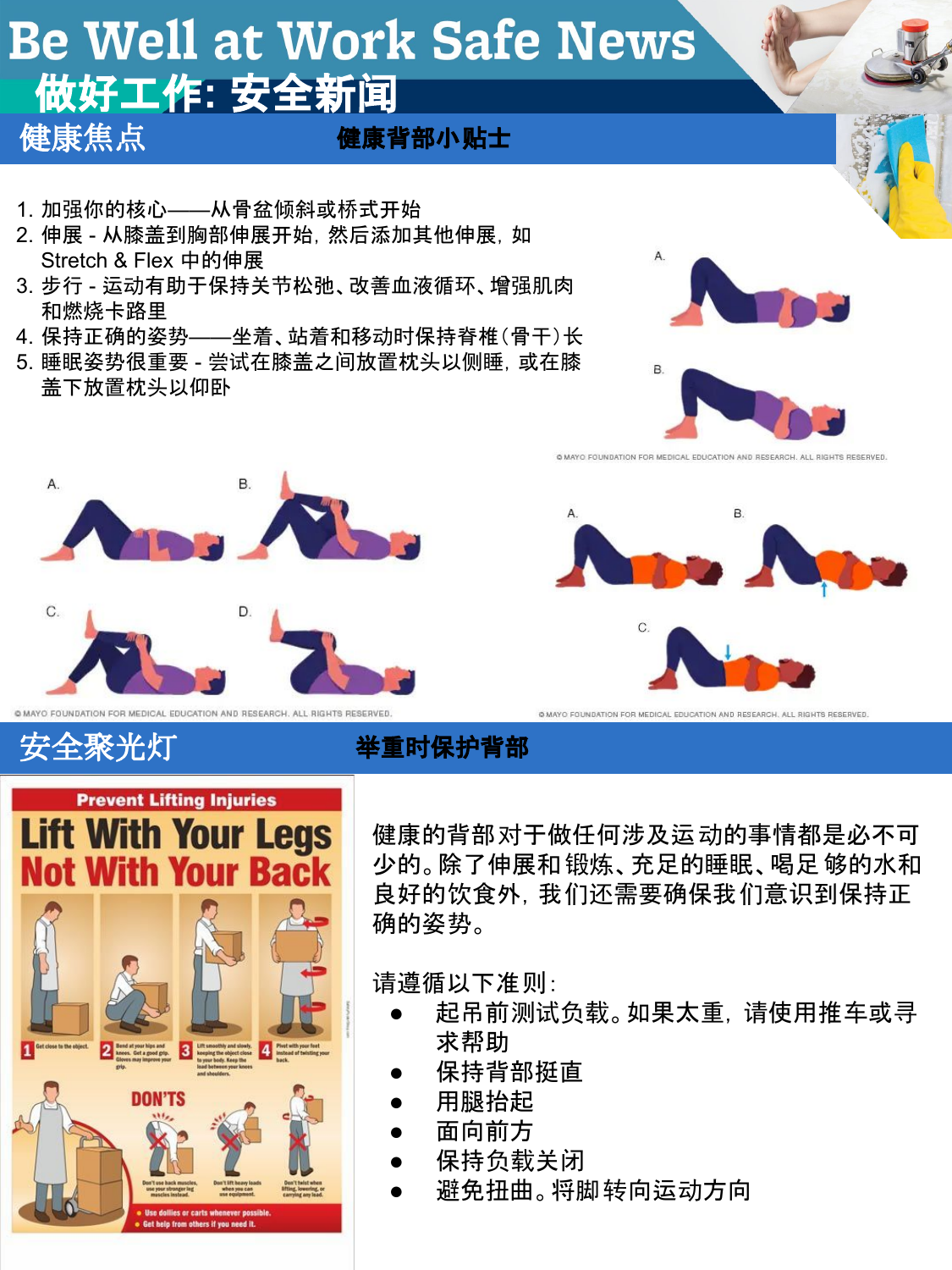# Be Well at Work Safe News

# 做好工作: 安全新闻

## 健康焦点

### 健康背部小贴士

1. 加强你的核心——从骨盆倾斜或桥式开始
2. 伸展 - 从膝盖到胸部伸展开始，然后添加其他伸展，如 Stretch & Flex 中的伸展
3. 步行 - 运动有助于保持关节松弛、改善血液循环、增强肌肉和燃烧卡路里
4. 保持正确的姿势——坐着、站着和移动时保持脊椎(骨干)长
5. 睡眠姿势很重要 - 尝试在膝盖之间放置枕头以侧睡，或在膝盖下放置枕头以仰卧

© MAYO FOUNDATION FOR MEDICAL EDUCATION AND RESEARCH. ALL RIGHTS RESERVED.

© MAYO FOUNDATION FOR MEDICAL EDUCATION AND RESEARCH. ALL RIGHTS RESERVED.

© MAYO FOUNDATION FOR MEDICAL EDUCATION AND RESEARCH. ALL RIGHTS RESERVED.

## 安全聚光灯

### 举重时保护背部

健康的背部对于做任何涉及运动的事情都是必不可少的。除了伸展和锻炼、充足的睡眠、喝足够的水和良好的饮食外，我们还需要确保我们意识到保持正确的姿势。

请遵循以下准则：

- 起吊前测试负载。如果太重，请使用推车或寻求帮助
- 保持背部挺直
- 用腿抬起
- 面向前方
- 保持负载关闭
- 避免扭曲。将脚转向运动方向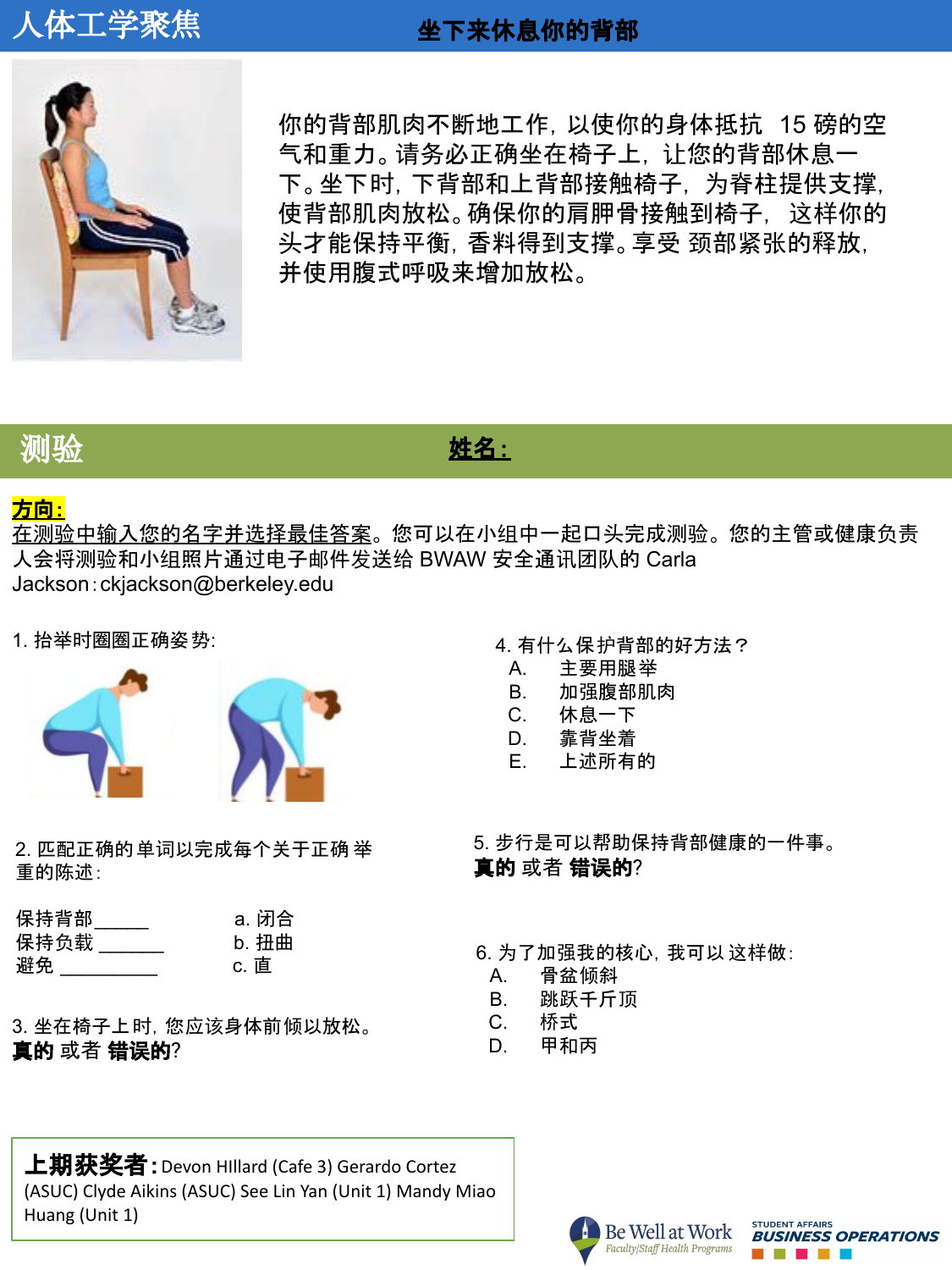# 人体工学聚焦

## 坐下来休息你的背部

你的背部肌肉不断地工作，以使你的身体抵抗 15 磅的空气和重力。请务必正确坐在椅子上，让您的背部休息一下。坐下时，下背部和上背部接触椅子，为脊柱提供支撑，使背部肌肉放松。确保你的肩胛骨接触到椅子，这样你的头才能保持平衡，香料得到支撑。享受 颈部紧张的释放，并使用腹式呼吸来增加放松。

## 测验

**姓名：**

**方向：**
在测验中输入您的名字并选择最佳答案。您可以在小组中一起口头完成测验。您的主管或健康负责人会将测验和小组照片通过电子邮件发送给 BWAW 安全通讯团队的 Carla Jackson：ckjackson@berkeley.edu

1. 抬举时圈圈正确姿势：

2. 匹配正确的单词以完成每个关于正确 举重的陈述：

保持背部_____ a. 闭合
保持负载 ______ b. 扭曲
避免 _________ c. 直

3. 坐在椅子上时，您应该身体前倾以放松。
**真的** 或者 **错误的**?

4. 有什么保护背部的好方法？
- A. 主要用腿举
- B. 加强腹部肌肉
- C. 休息一下
- D. 靠背坐着
- E. 上述所有的

5. 步行是可以帮助保持背部健康的一件事。
**真的** 或者 **错误的**?

6. 为了加强我的核心，我可以 这样做：
- A. 骨盆倾斜
- B. 跳跃千斤顶
- C. 桥式
- D. 甲和丙

**上期获奖者：** Devon HIllard (Cafe 3) Gerardo Cortez (ASUC) Clyde Aikins (ASUC) See Lin Yan (Unit 1) Mandy Miao Huang (Unit 1)

Be Well at Work
Faculty/Staff Health Programs

STUDENT AFFAIRS
BUSINESS OPERATIONS